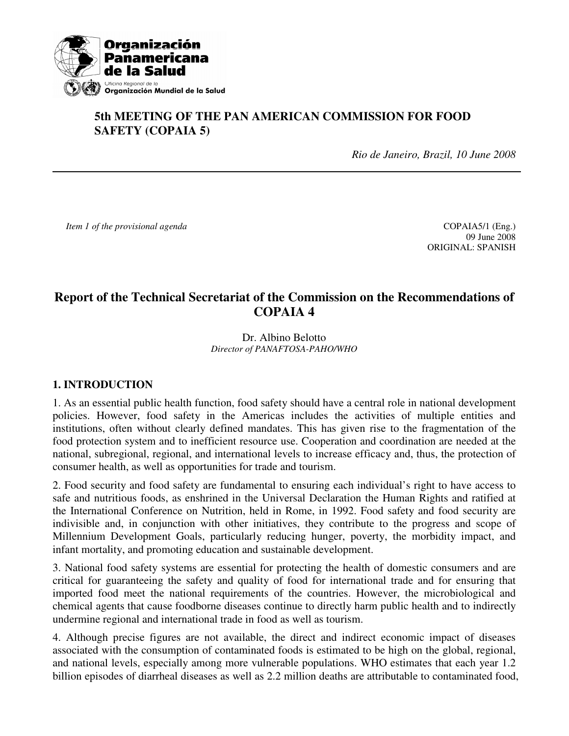Organización Panamericana de la Salud

Oficina Regional de la Organización Mundial de la Salud

**5th MEETING OF THE PAN AMERICAN COMMISSION FOR FOOD SAFETY (COPAIA 5)**

*Rio de Janeiro, Brazil, 10 June 2008*

---

*Item 1 of the provisional agenda*

COPAIA5/1 (Eng.)
09 June 2008
ORIGINAL: SPANISH

# Report of the Technical Secretariat of the Commission on the Recommendations of COPAIA 4

Dr. Albino Belotto
*Director of PANAFTOSA-PAHO/WHO*

## 1. INTRODUCTION

1. As an essential public health function, food safety should have a central role in national development policies. However, food safety in the Americas includes the activities of multiple entities and institutions, often without clearly defined mandates. This has given rise to the fragmentation of the food protection system and to inefficient resource use. Cooperation and coordination are needed at the national, subregional, regional, and international levels to increase efficacy and, thus, the protection of consumer health, as well as opportunities for trade and tourism.

2. Food security and food safety are fundamental to ensuring each individual's right to have access to safe and nutritious foods, as enshrined in the Universal Declaration the Human Rights and ratified at the International Conference on Nutrition, held in Rome, in 1992. Food safety and food security are indivisible and, in conjunction with other initiatives, they contribute to the progress and scope of Millennium Development Goals, particularly reducing hunger, poverty, the morbidity impact, and infant mortality, and promoting education and sustainable development.

3. National food safety systems are essential for protecting the health of domestic consumers and are critical for guaranteeing the safety and quality of food for international trade and for ensuring that imported food meet the national requirements of the countries. However, the microbiological and chemical agents that cause foodborne diseases continue to directly harm public health and to indirectly undermine regional and international trade in food as well as tourism.

4. Although precise figures are not available, the direct and indirect economic impact of diseases associated with the consumption of contaminated foods is estimated to be high on the global, regional, and national levels, especially among more vulnerable populations. WHO estimates that each year 1.2 billion episodes of diarrheal diseases as well as 2.2 million deaths are attributable to contaminated food,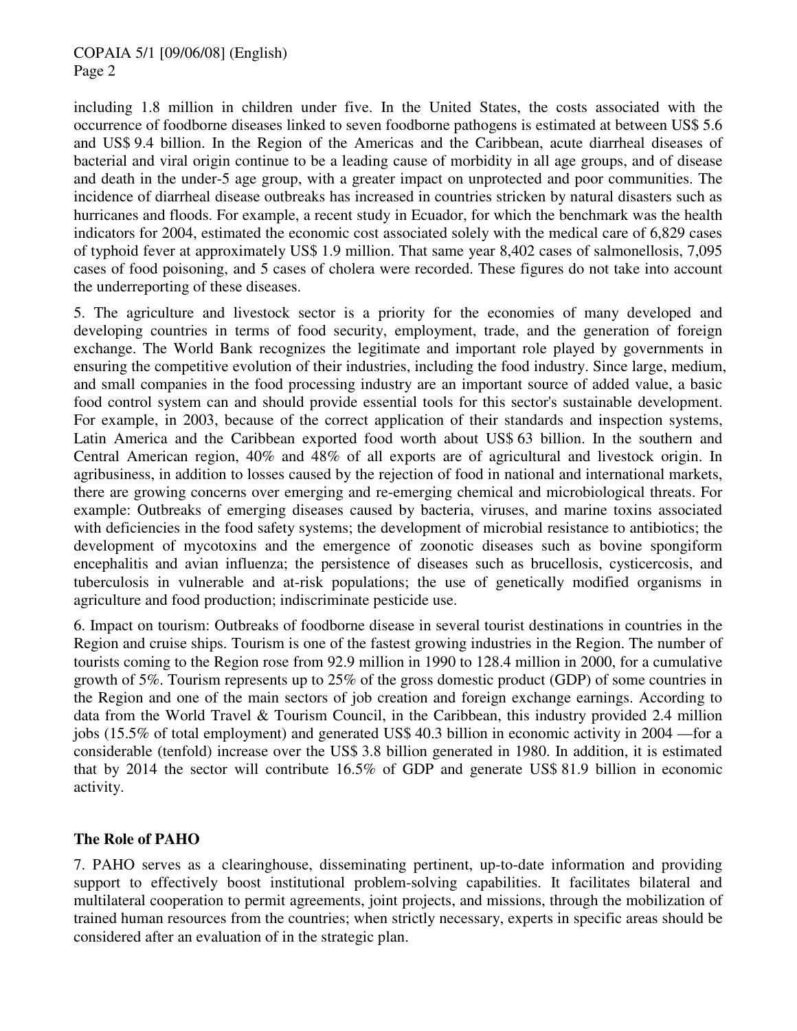including 1.8 million in children under five. In the United States, the costs associated with the occurrence of foodborne diseases linked to seven foodborne pathogens is estimated at between US$ 5.6 and US$ 9.4 billion. In the Region of the Americas and the Caribbean, acute diarrheal diseases of bacterial and viral origin continue to be a leading cause of morbidity in all age groups, and of disease and death in the under-5 age group, with a greater impact on unprotected and poor communities. The incidence of diarrheal disease outbreaks has increased in countries stricken by natural disasters such as hurricanes and floods. For example, a recent study in Ecuador, for which the benchmark was the health indicators for 2004, estimated the economic cost associated solely with the medical care of 6,829 cases of typhoid fever at approximately US$ 1.9 million. That same year 8,402 cases of salmonellosis, 7,095 cases of food poisoning, and 5 cases of cholera were recorded. These figures do not take into account the underreporting of these diseases.

5. The agriculture and livestock sector is a priority for the economies of many developed and developing countries in terms of food security, employment, trade, and the generation of foreign exchange. The World Bank recognizes the legitimate and important role played by governments in ensuring the competitive evolution of their industries, including the food industry. Since large, medium, and small companies in the food processing industry are an important source of added value, a basic food control system can and should provide essential tools for this sector's sustainable development. For example, in 2003, because of the correct application of their standards and inspection systems, Latin America and the Caribbean exported food worth about US$ 63 billion. In the southern and Central American region, 40% and 48% of all exports are of agricultural and livestock origin. In agribusiness, in addition to losses caused by the rejection of food in national and international markets, there are growing concerns over emerging and re-emerging chemical and microbiological threats. For example: Outbreaks of emerging diseases caused by bacteria, viruses, and marine toxins associated with deficiencies in the food safety systems; the development of microbial resistance to antibiotics; the development of mycotoxins and the emergence of zoonotic diseases such as bovine spongiform encephalitis and avian influenza; the persistence of diseases such as brucellosis, cysticercosis, and tuberculosis in vulnerable and at-risk populations; the use of genetically modified organisms in agriculture and food production; indiscriminate pesticide use.

6. Impact on tourism: Outbreaks of foodborne disease in several tourist destinations in countries in the Region and cruise ships. Tourism is one of the fastest growing industries in the Region. The number of tourists coming to the Region rose from 92.9 million in 1990 to 128.4 million in 2000, for a cumulative growth of 5%. Tourism represents up to 25% of the gross domestic product (GDP) of some countries in the Region and one of the main sectors of job creation and foreign exchange earnings. According to data from the World Travel & Tourism Council, in the Caribbean, this industry provided 2.4 million jobs (15.5% of total employment) and generated US$ 40.3 billion in economic activity in 2004 —for a considerable (tenfold) increase over the US$ 3.8 billion generated in 1980. In addition, it is estimated that by 2014 the sector will contribute 16.5% of GDP and generate US$ 81.9 billion in economic activity.

## The Role of PAHO

7. PAHO serves as a clearinghouse, disseminating pertinent, up-to-date information and providing support to effectively boost institutional problem-solving capabilities. It facilitates bilateral and multilateral cooperation to permit agreements, joint projects, and missions, through the mobilization of trained human resources from the countries; when strictly necessary, experts in specific areas should be considered after an evaluation of in the strategic plan.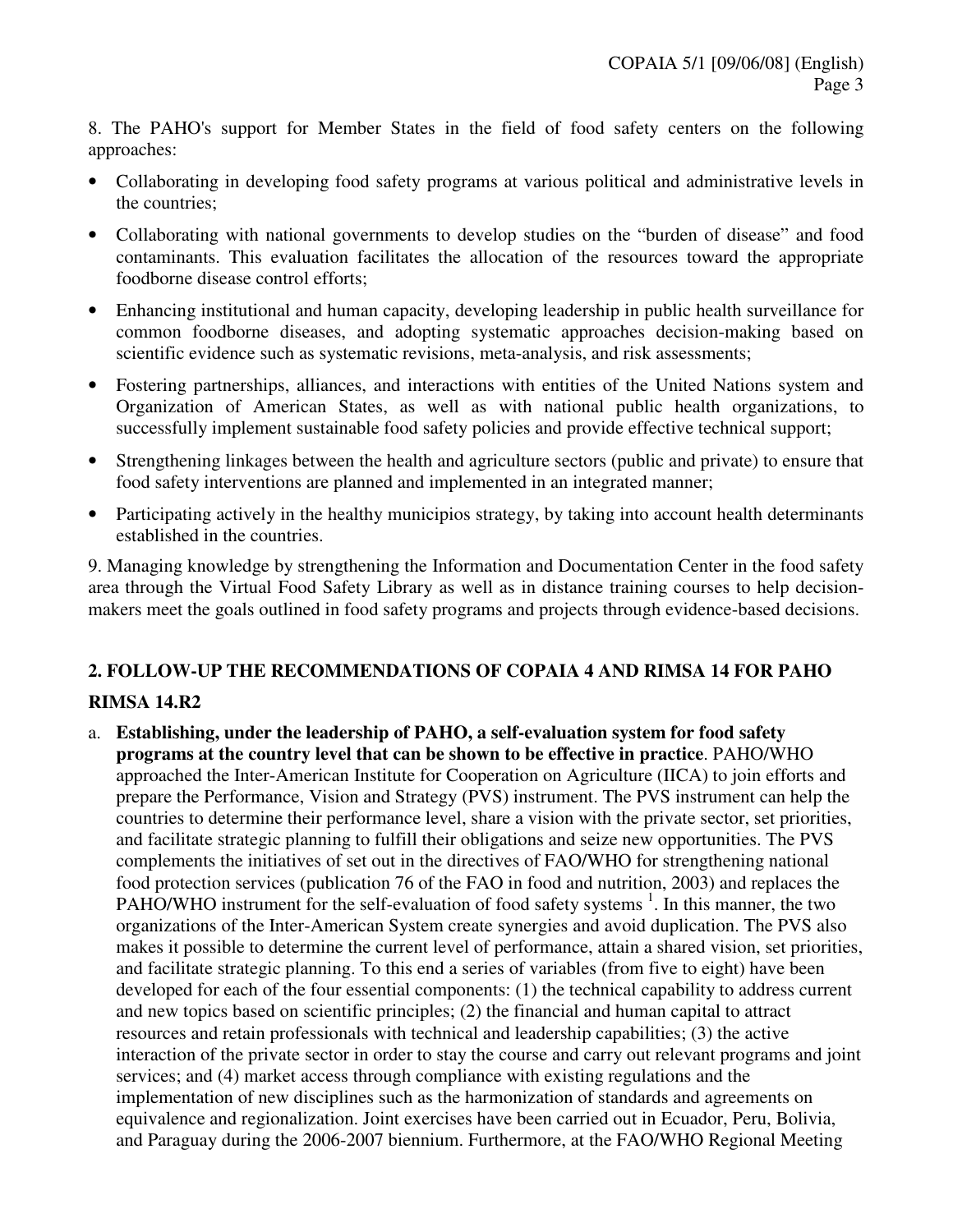8. The PAHO's support for Member States in the field of food safety centers on the following approaches:

- Collaborating in developing food safety programs at various political and administrative levels in the countries;
- Collaborating with national governments to develop studies on the "burden of disease" and food contaminants. This evaluation facilitates the allocation of the resources toward the appropriate foodborne disease control efforts;
- Enhancing institutional and human capacity, developing leadership in public health surveillance for common foodborne diseases, and adopting systematic approaches decision-making based on scientific evidence such as systematic revisions, meta-analysis, and risk assessments;
- Fostering partnerships, alliances, and interactions with entities of the United Nations system and Organization of American States, as well as with national public health organizations, to successfully implement sustainable food safety policies and provide effective technical support;
- Strengthening linkages between the health and agriculture sectors (public and private) to ensure that food safety interventions are planned and implemented in an integrated manner;
- Participating actively in the healthy municipios strategy, by taking into account health determinants established in the countries.

9. Managing knowledge by strengthening the Information and Documentation Center in the food safety area through the Virtual Food Safety Library as well as in distance training courses to help decision-makers meet the goals outlined in food safety programs and projects through evidence-based decisions.

## 2. FOLLOW-UP THE RECOMMENDATIONS OF COPAIA 4 AND RIMSA 14 FOR PAHO

### RIMSA 14.R2

a. **Establishing, under the leadership of PAHO, a self-evaluation system for food safety programs at the country level that can be shown to be effective in practice**. PAHO/WHO approached the Inter-American Institute for Cooperation on Agriculture (IICA) to join efforts and prepare the Performance, Vision and Strategy (PVS) instrument. The PVS instrument can help the countries to determine their performance level, share a vision with the private sector, set priorities, and facilitate strategic planning to fulfill their obligations and seize new opportunities. The PVS complements the initiatives of set out in the directives of FAO/WHO for strengthening national food protection services (publication 76 of the FAO in food and nutrition, 2003) and replaces the PAHO/WHO instrument for the self-evaluation of food safety systems [1]. In this manner, the two organizations of the Inter-American System create synergies and avoid duplication. The PVS also makes it possible to determine the current level of performance, attain a shared vision, set priorities, and facilitate strategic planning. To this end a series of variables (from five to eight) have been developed for each of the four essential components: (1) the technical capability to address current and new topics based on scientific principles; (2) the financial and human capital to attract resources and retain professionals with technical and leadership capabilities; (3) the active interaction of the private sector in order to stay the course and carry out relevant programs and joint services; and (4) market access through compliance with existing regulations and the implementation of new disciplines such as the harmonization of standards and agreements on equivalence and regionalization. Joint exercises have been carried out in Ecuador, Peru, Bolivia, and Paraguay during the 2006-2007 biennium. Furthermore, at the FAO/WHO Regional Meeting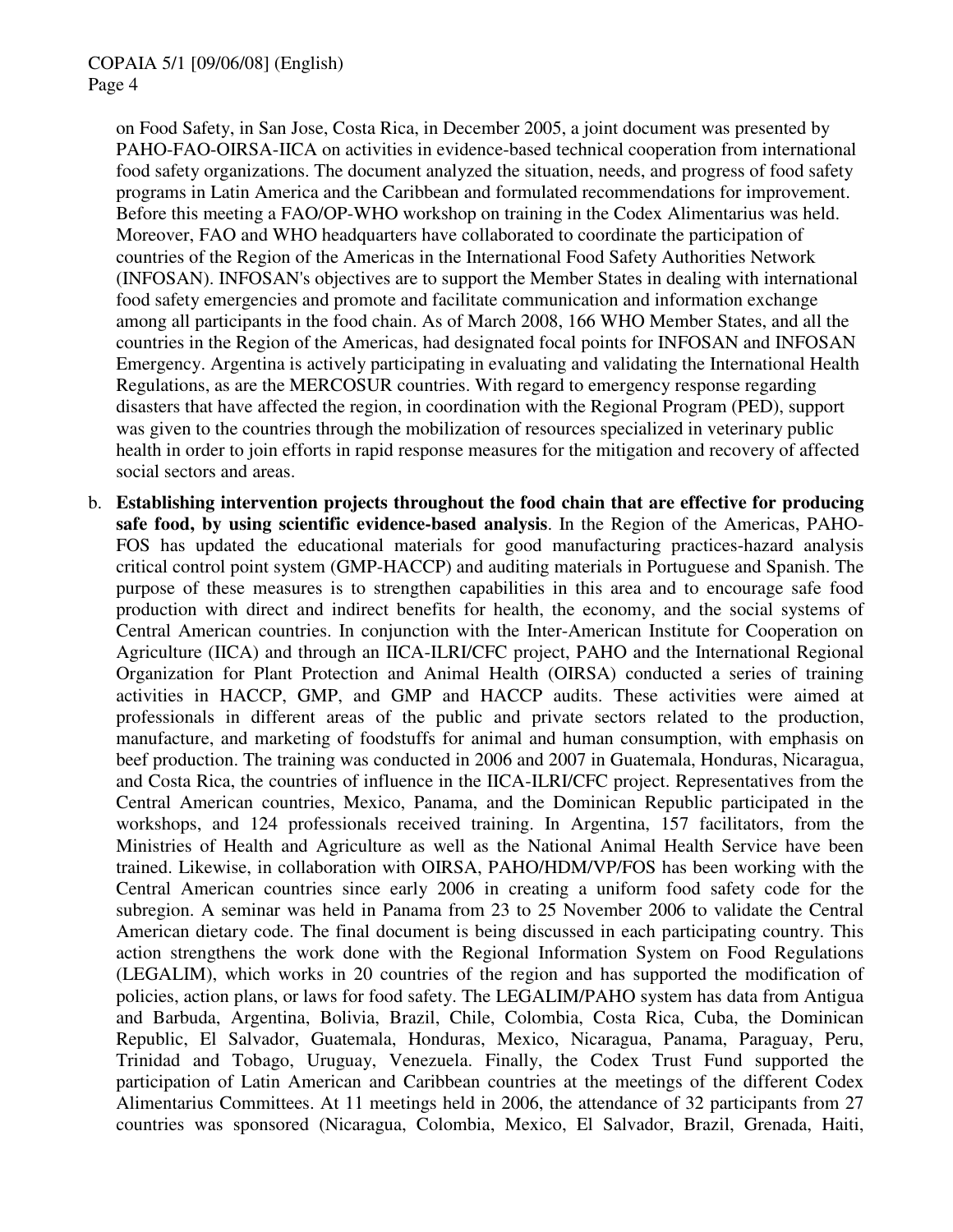on Food Safety, in San Jose, Costa Rica, in December 2005, a joint document was presented by PAHO-FAO-OIRSA-IICA on activities in evidence-based technical cooperation from international food safety organizations. The document analyzed the situation, needs, and progress of food safety programs in Latin America and the Caribbean and formulated recommendations for improvement. Before this meeting a FAO/OP-WHO workshop on training in the Codex Alimentarius was held. Moreover, FAO and WHO headquarters have collaborated to coordinate the participation of countries of the Region of the Americas in the International Food Safety Authorities Network (INFOSAN). INFOSAN's objectives are to support the Member States in dealing with international food safety emergencies and promote and facilitate communication and information exchange among all participants in the food chain. As of March 2008, 166 WHO Member States, and all the countries in the Region of the Americas, had designated focal points for INFOSAN and INFOSAN Emergency. Argentina is actively participating in evaluating and validating the International Health Regulations, as are the MERCOSUR countries. With regard to emergency response regarding disasters that have affected the region, in coordination with the Regional Program (PED), support was given to the countries through the mobilization of resources specialized in veterinary public health in order to join efforts in rapid response measures for the mitigation and recovery of affected social sectors and areas.

b. **Establishing intervention projects throughout the food chain that are effective for producing safe food, by using scientific evidence-based analysis**. In the Region of the Americas, PAHO-FOS has updated the educational materials for good manufacturing practices-hazard analysis critical control point system (GMP-HACCP) and auditing materials in Portuguese and Spanish. The purpose of these measures is to strengthen capabilities in this area and to encourage safe food production with direct and indirect benefits for health, the economy, and the social systems of Central American countries. In conjunction with the Inter-American Institute for Cooperation on Agriculture (IICA) and through an IICA-ILRI/CFC project, PAHO and the International Regional Organization for Plant Protection and Animal Health (OIRSA) conducted a series of training activities in HACCP, GMP, and GMP and HACCP audits. These activities were aimed at professionals in different areas of the public and private sectors related to the production, manufacture, and marketing of foodstuffs for animal and human consumption, with emphasis on beef production. The training was conducted in 2006 and 2007 in Guatemala, Honduras, Nicaragua, and Costa Rica, the countries of influence in the IICA-ILRI/CFC project. Representatives from the Central American countries, Mexico, Panama, and the Dominican Republic participated in the workshops, and 124 professionals received training. In Argentina, 157 facilitators, from the Ministries of Health and Agriculture as well as the National Animal Health Service have been trained. Likewise, in collaboration with OIRSA, PAHO/HDM/VP/FOS has been working with the Central American countries since early 2006 in creating a uniform food safety code for the subregion. A seminar was held in Panama from 23 to 25 November 2006 to validate the Central American dietary code. The final document is being discussed in each participating country. This action strengthens the work done with the Regional Information System on Food Regulations (LEGALIM), which works in 20 countries of the region and has supported the modification of policies, action plans, or laws for food safety. The LEGALIM/PAHO system has data from Antigua and Barbuda, Argentina, Bolivia, Brazil, Chile, Colombia, Costa Rica, Cuba, the Dominican Republic, El Salvador, Guatemala, Honduras, Mexico, Nicaragua, Panama, Paraguay, Peru, Trinidad and Tobago, Uruguay, Venezuela. Finally, the Codex Trust Fund supported the participation of Latin American and Caribbean countries at the meetings of the different Codex Alimentarius Committees. At 11 meetings held in 2006, the attendance of 32 participants from 27 countries was sponsored (Nicaragua, Colombia, Mexico, El Salvador, Brazil, Grenada, Haiti,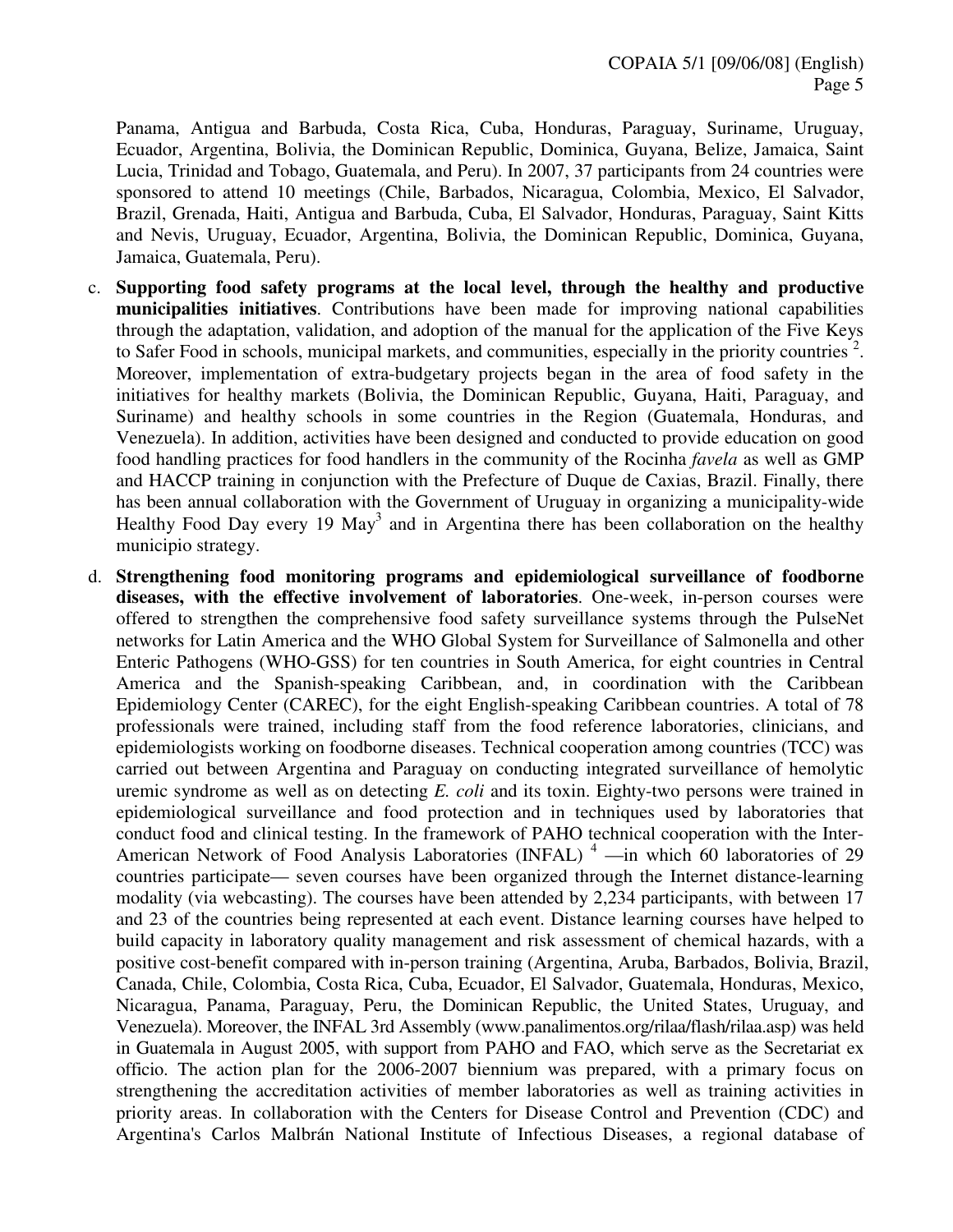Panama, Antigua and Barbuda, Costa Rica, Cuba, Honduras, Paraguay, Suriname, Uruguay, Ecuador, Argentina, Bolivia, the Dominican Republic, Dominica, Guyana, Belize, Jamaica, Saint Lucia, Trinidad and Tobago, Guatemala, and Peru). In 2007, 37 participants from 24 countries were sponsored to attend 10 meetings (Chile, Barbados, Nicaragua, Colombia, Mexico, El Salvador, Brazil, Grenada, Haiti, Antigua and Barbuda, Cuba, El Salvador, Honduras, Paraguay, Saint Kitts and Nevis, Uruguay, Ecuador, Argentina, Bolivia, the Dominican Republic, Dominica, Guyana, Jamaica, Guatemala, Peru).

c. **Supporting food safety programs at the local level, through the healthy and productive municipalities initiatives**. Contributions have been made for improving national capabilities through the adaptation, validation, and adoption of the manual for the application of the Five Keys to Safer Food in schools, municipal markets, and communities, especially in the priority countries [2]. Moreover, implementation of extra-budgetary projects began in the area of food safety in the initiatives for healthy markets (Bolivia, the Dominican Republic, Guyana, Haiti, Paraguay, and Suriname) and healthy schools in some countries in the Region (Guatemala, Honduras, and Venezuela). In addition, activities have been designed and conducted to provide education on good food handling practices for food handlers in the community of the Rocinha *favela* as well as GMP and HACCP training in conjunction with the Prefecture of Duque de Caxias, Brazil. Finally, there has been annual collaboration with the Government of Uruguay in organizing a municipality-wide Healthy Food Day every 19 May[3] and in Argentina there has been collaboration on the healthy municipio strategy.

d. **Strengthening food monitoring programs and epidemiological surveillance of foodborne diseases, with the effective involvement of laboratories**. One-week, in-person courses were offered to strengthen the comprehensive food safety surveillance systems through the PulseNet networks for Latin America and the WHO Global System for Surveillance of Salmonella and other Enteric Pathogens (WHO-GSS) for ten countries in South America, for eight countries in Central America and the Spanish-speaking Caribbean, and, in coordination with the Caribbean Epidemiology Center (CAREC), for the eight English-speaking Caribbean countries. A total of 78 professionals were trained, including staff from the food reference laboratories, clinicians, and epidemiologists working on foodborne diseases. Technical cooperation among countries (TCC) was carried out between Argentina and Paraguay on conducting integrated surveillance of hemolytic uremic syndrome as well as on detecting *E. coli* and its toxin. Eighty-two persons were trained in epidemiological surveillance and food protection and in techniques used by laboratories that conduct food and clinical testing. In the framework of PAHO technical cooperation with the Inter-American Network of Food Analysis Laboratories (INFAL) [4] —in which 60 laboratories of 29 countries participate— seven courses have been organized through the Internet distance-learning modality (via webcasting). The courses have been attended by 2,234 participants, with between 17 and 23 of the countries being represented at each event. Distance learning courses have helped to build capacity in laboratory quality management and risk assessment of chemical hazards, with a positive cost-benefit compared with in-person training (Argentina, Aruba, Barbados, Bolivia, Brazil, Canada, Chile, Colombia, Costa Rica, Cuba, Ecuador, El Salvador, Guatemala, Honduras, Mexico, Nicaragua, Panama, Paraguay, Peru, the Dominican Republic, the United States, Uruguay, and Venezuela). Moreover, the INFAL 3rd Assembly (www.panalimentos.org/rilaa/flash/rilaa.asp) was held in Guatemala in August 2005, with support from PAHO and FAO, which serve as the Secretariat ex officio. The action plan for the 2006-2007 biennium was prepared, with a primary focus on strengthening the accreditation activities of member laboratories as well as training activities in priority areas. In collaboration with the Centers for Disease Control and Prevention (CDC) and Argentina's Carlos Malbrán National Institute of Infectious Diseases, a regional database of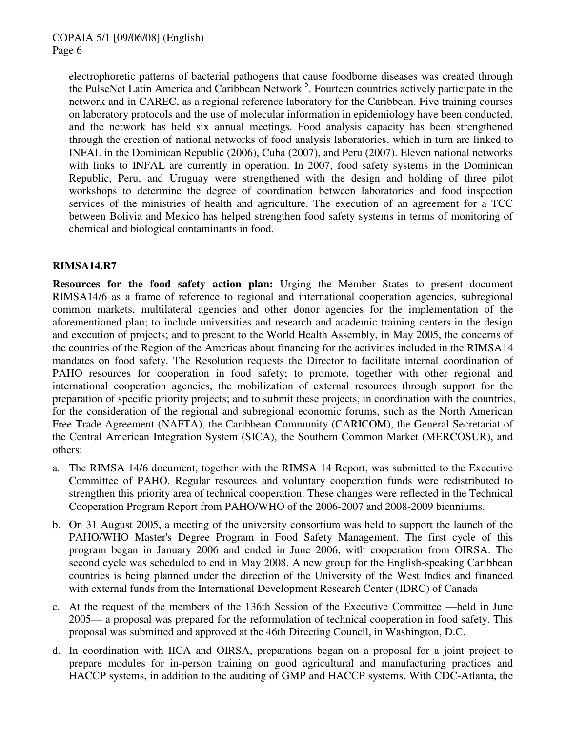electrophoretic patterns of bacterial pathogens that cause foodborne diseases was created through the PulseNet Latin America and Caribbean Network [5]. Fourteen countries actively participate in the network and in CAREC, as a regional reference laboratory for the Caribbean. Five training courses on laboratory protocols and the use of molecular information in epidemiology have been conducted, and the network has held six annual meetings. Food analysis capacity has been strengthened through the creation of national networks of food analysis laboratories, which in turn are linked to INFAL in the Dominican Republic (2006), Cuba (2007), and Peru (2007). Eleven national networks with links to INFAL are currently in operation. In 2007, food safety systems in the Dominican Republic, Peru, and Uruguay were strengthened with the design and holding of three pilot workshops to determine the degree of coordination between laboratories and food inspection services of the ministries of health and agriculture. The execution of an agreement for a TCC between Bolivia and Mexico has helped strengthen food safety systems in terms of monitoring of chemical and biological contaminants in food.

**RIMSA14.R7**

**Resources for the food safety action plan:** Urging the Member States to present document RIMSA14/6 as a frame of reference to regional and international cooperation agencies, subregional common markets, multilateral agencies and other donor agencies for the implementation of the aforementioned plan; to include universities and research and academic training centers in the design and execution of projects; and to present to the World Health Assembly, in May 2005, the concerns of the countries of the Region of the Americas about financing for the activities included in the RIMSA14 mandates on food safety. The Resolution requests the Director to facilitate internal coordination of PAHO resources for cooperation in food safety; to promote, together with other regional and international cooperation agencies, the mobilization of external resources through support for the preparation of specific priority projects; and to submit these projects, in coordination with the countries, for the consideration of the regional and subregional economic forums, such as the North American Free Trade Agreement (NAFTA), the Caribbean Community (CARICOM), the General Secretariat of the Central American Integration System (SICA), the Southern Common Market (MERCOSUR), and others:

a. The RIMSA 14/6 document, together with the RIMSA 14 Report, was submitted to the Executive Committee of PAHO. Regular resources and voluntary cooperation funds were redistributed to strengthen this priority area of technical cooperation. These changes were reflected in the Technical Cooperation Program Report from PAHO/WHO of the 2006-2007 and 2008-2009 bienniums.

b. On 31 August 2005, a meeting of the university consortium was held to support the launch of the PAHO/WHO Master's Degree Program in Food Safety Management. The first cycle of this program began in January 2006 and ended in June 2006, with cooperation from OIRSA. The second cycle was scheduled to end in May 2008. A new group for the English-speaking Caribbean countries is being planned under the direction of the University of the West Indies and financed with external funds from the International Development Research Center (IDRC) of Canada

c. At the request of the members of the 136th Session of the Executive Committee —held in June 2005— a proposal was prepared for the reformulation of technical cooperation in food safety. This proposal was submitted and approved at the 46th Directing Council, in Washington, D.C.

d. In coordination with IICA and OIRSA, preparations began on a proposal for a joint project to prepare modules for in-person training on good agricultural and manufacturing practices and HACCP systems, in addition to the auditing of GMP and HACCP systems. With CDC-Atlanta, the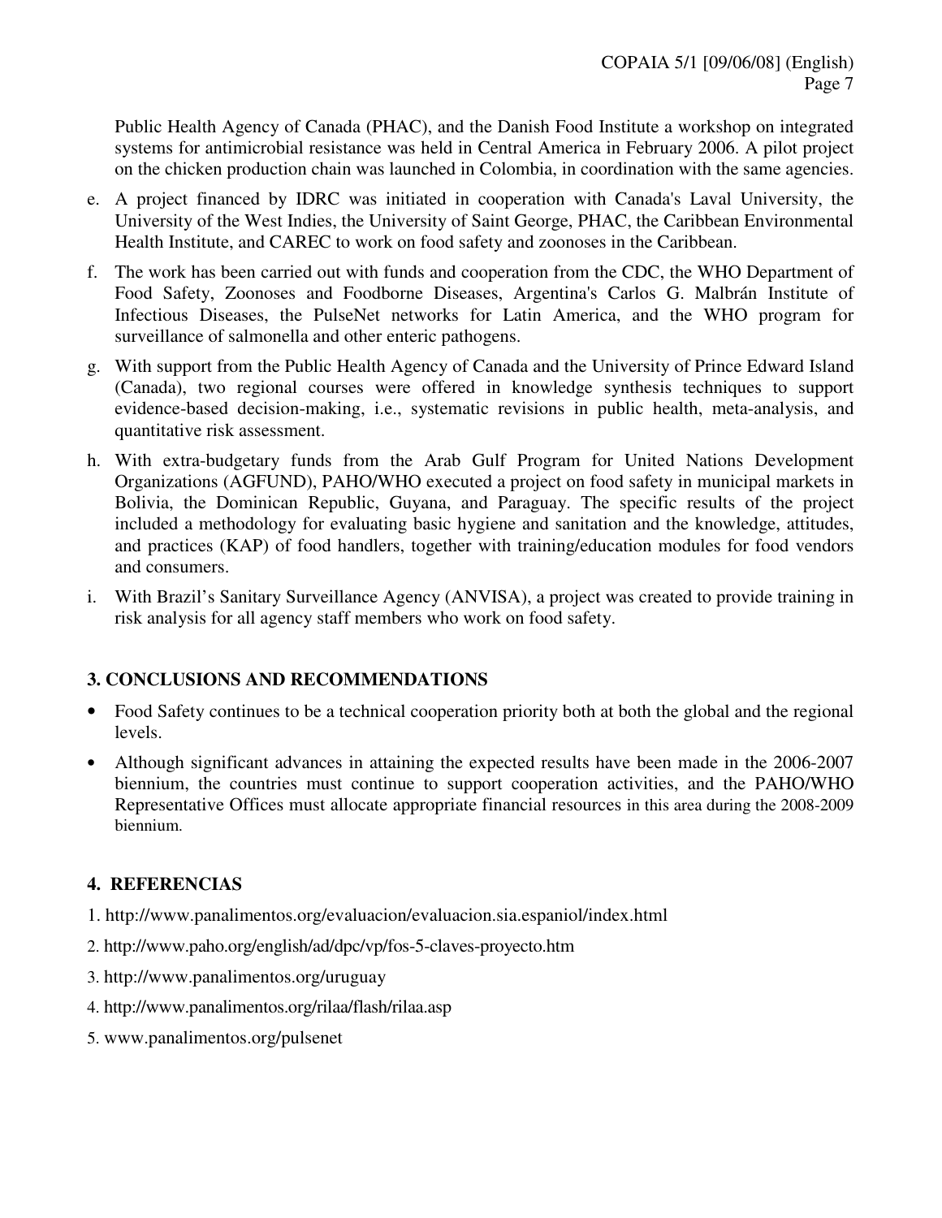Public Health Agency of Canada (PHAC), and the Danish Food Institute a workshop on integrated systems for antimicrobial resistance was held in Central America in February 2006. A pilot project on the chicken production chain was launched in Colombia, in coordination with the same agencies.

e. A project financed by IDRC was initiated in cooperation with Canada's Laval University, the University of the West Indies, the University of Saint George, PHAC, the Caribbean Environmental Health Institute, and CAREC to work on food safety and zoonoses in the Caribbean.

f. The work has been carried out with funds and cooperation from the CDC, the WHO Department of Food Safety, Zoonoses and Foodborne Diseases, Argentina's Carlos G. Malbrán Institute of Infectious Diseases, the PulseNet networks for Latin America, and the WHO program for surveillance of salmonella and other enteric pathogens.

g. With support from the Public Health Agency of Canada and the University of Prince Edward Island (Canada), two regional courses were offered in knowledge synthesis techniques to support evidence-based decision-making, i.e., systematic revisions in public health, meta-analysis, and quantitative risk assessment.

h. With extra-budgetary funds from the Arab Gulf Program for United Nations Development Organizations (AGFUND), PAHO/WHO executed a project on food safety in municipal markets in Bolivia, the Dominican Republic, Guyana, and Paraguay. The specific results of the project included a methodology for evaluating basic hygiene and sanitation and the knowledge, attitudes, and practices (KAP) of food handlers, together with training/education modules for food vendors and consumers.

i. With Brazil's Sanitary Surveillance Agency (ANVISA), a project was created to provide training in risk analysis for all agency staff members who work on food safety.

## 3. CONCLUSIONS AND RECOMMENDATIONS

- Food Safety continues to be a technical cooperation priority both at both the global and the regional levels.
- Although significant advances in attaining the expected results have been made in the 2006-2007 biennium, the countries must continue to support cooperation activities, and the PAHO/WHO Representative Offices must allocate appropriate financial resources in this area during the 2008-2009 biennium.

## 4. REFERENCIAS

1. http://www.panalimentos.org/evaluacion/evaluacion.sia.espaniol/index.html
2. http://www.paho.org/english/ad/dpc/vp/fos-5-claves-proyecto.htm
3. http://www.panalimentos.org/uruguay
4. http://www.panalimentos.org/rilaa/flash/rilaa.asp
5. www.panalimentos.org/pulsenet